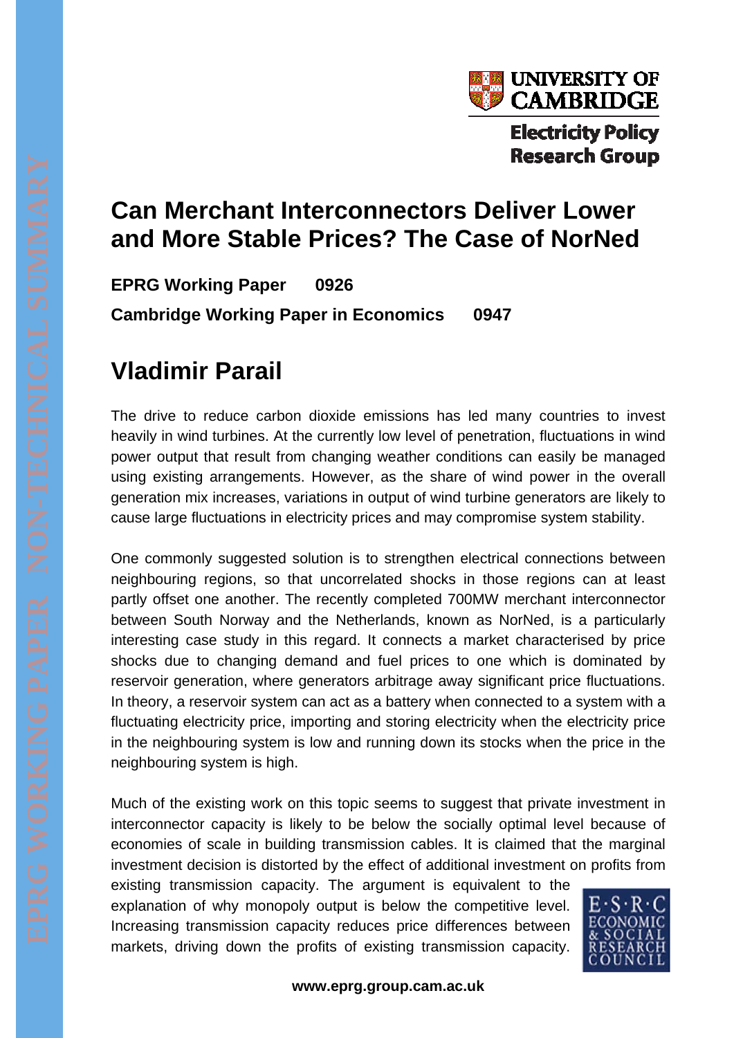# Can Merchant Interconnectors Deliver Lower and More Stable Prices? The Case of NorNed

**EPRG Working Paper 0926**

**Cambridge Working Paper in Economics 0947**

## Vladimir Parail

The drive to reduce carbon dioxide emissions has led many countries to invest heavily in wind turbines. At the currently low level of penetration, fluctuations in wind power output that result from changing weather conditions can easily be managed using existing arrangements. However, as the share of wind power in the overall generation mix increases, variations in output of wind turbine generators are likely to cause large fluctuations in electricity prices and may compromise system stability.

One commonly suggested solution is to strengthen electrical connections between neighbouring regions, so that uncorrelated shocks in those regions can at least partly offset one another. The recently completed 700MW merchant interconnector between South Norway and the Netherlands, known as NorNed, is a particularly interesting case study in this regard. It connects a market characterised by price shocks due to changing demand and fuel prices to one which is dominated by reservoir generation, where generators arbitrage away significant price fluctuations. In theory, a reservoir system can act as a battery when connected to a system with a fluctuating electricity price, importing and storing electricity when the electricity price in the neighbouring system is low and running down its stocks when the price in the neighbouring system is high.

Much of the existing work on this topic seems to suggest that private investment in interconnector capacity is likely to be below the socially optimal level because of economies of scale in building transmission cables. It is claimed that the marginal investment decision is distorted by the effect of additional investment on profits from existing transmission capacity. The argument is equivalent to the explanation of why monopoly output is below the competitive level. Increasing transmission capacity reduces price differences between markets, driving down the profits of existing transmission capacity.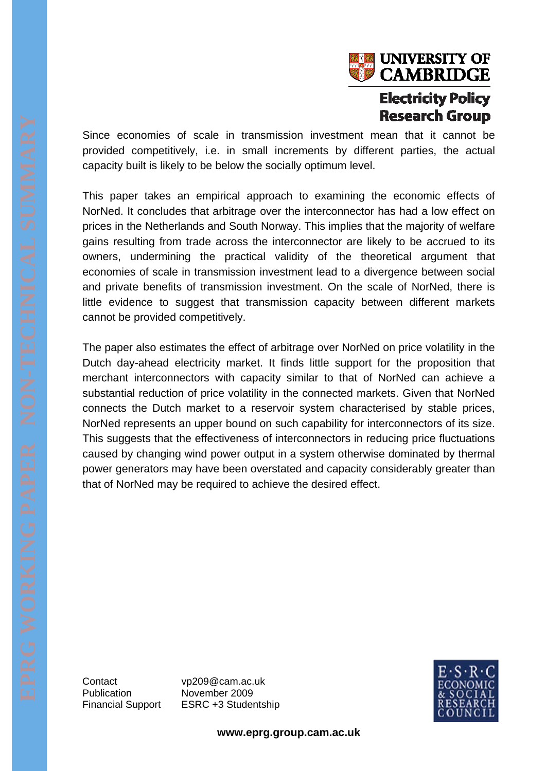Since economies of scale in transmission investment mean that it cannot be provided competitively, i.e. in small increments by different parties, the actual capacity built is likely to be below the socially optimum level.

This paper takes an empirical approach to examining the economic effects of NorNed. It concludes that arbitrage over the interconnector has had a low effect on prices in the Netherlands and South Norway. This implies that the majority of welfare gains resulting from trade across the interconnector are likely to be accrued to its owners, undermining the practical validity of the theoretical argument that economies of scale in transmission investment lead to a divergence between social and private benefits of transmission investment. On the scale of NorNed, there is little evidence to suggest that transmission capacity between different markets cannot be provided competitively.

The paper also estimates the effect of arbitrage over NorNed on price volatility in the Dutch day-ahead electricity market. It finds little support for the proposition that merchant interconnectors with capacity similar to that of NorNed can achieve a substantial reduction of price volatility in the connected markets. Given that NorNed connects the Dutch market to a reservoir system characterised by stable prices, NorNed represents an upper bound on such capability for interconnectors of its size. This suggests that the effectiveness of interconnectors in reducing price fluctuations caused by changing wind power output in a system otherwise dominated by thermal power generators may have been overstated and capacity considerably greater than that of NorNed may be required to achieve the desired effect.

| | |
|---|---|
| Contact | vp209@cam.ac.uk |
| Publication | November 2009 |
| Financial Support | ESRC +3 Studentship |

www.eprg.group.cam.ac.uk